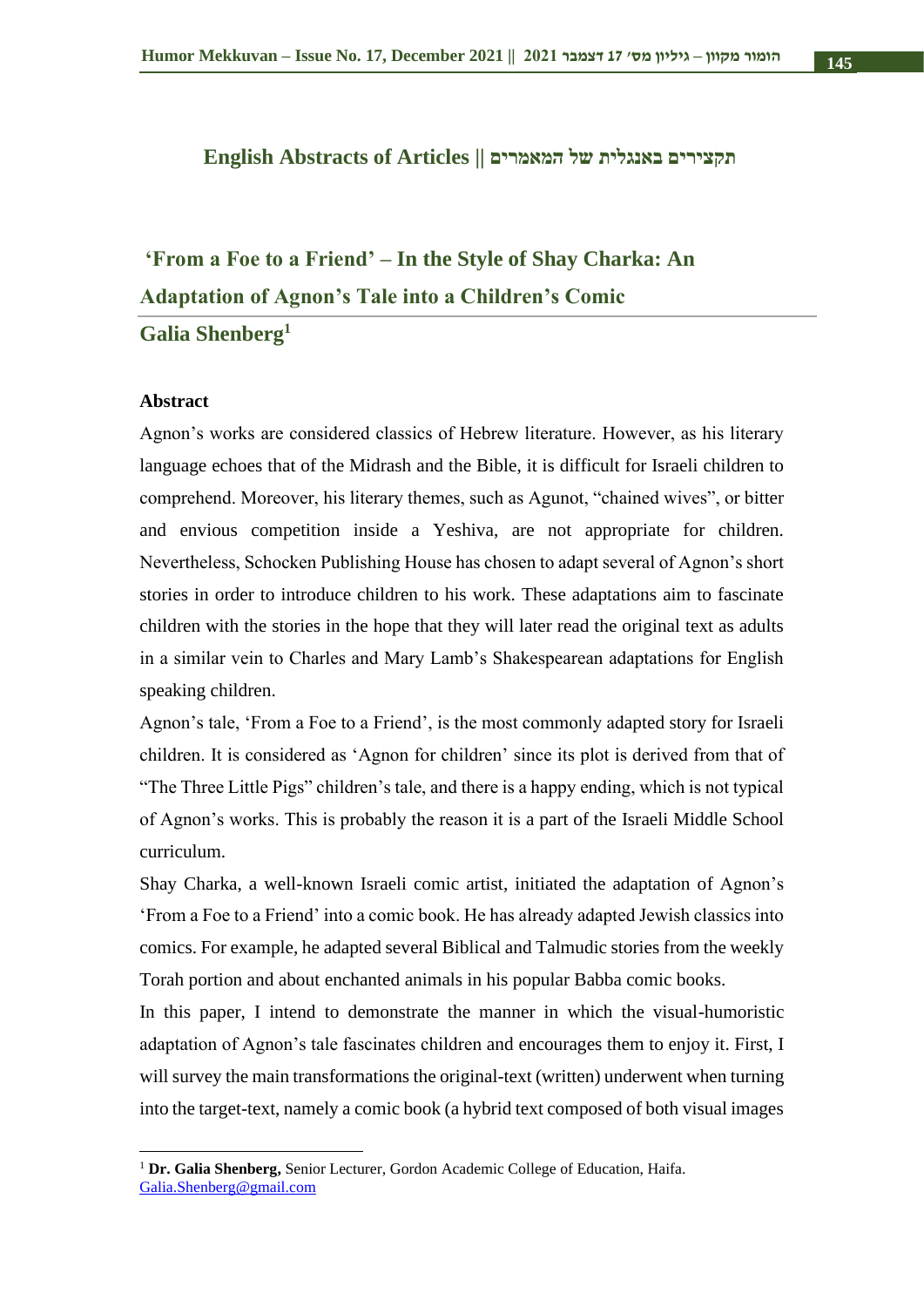## English Abstracts of Articles || תקצירים באנגלית של המאמרים

# 'From a Foe to a Friend' – In the Style of Shay Charka: An Adaptation of Agnon's Tale into a Children's Comic

## Galia Shenberg[1]

### Abstract

Agnon's works are considered classics of Hebrew literature. However, as his literary language echoes that of the Midrash and the Bible, it is difficult for Israeli children to comprehend. Moreover, his literary themes, such as Agunot, "chained wives", or bitter and envious competition inside a Yeshiva, are not appropriate for children. Nevertheless, Schocken Publishing House has chosen to adapt several of Agnon's short stories in order to introduce children to his work. These adaptations aim to fascinate children with the stories in the hope that they will later read the original text as adults in a similar vein to Charles and Mary Lamb's Shakespearean adaptations for English speaking children.

Agnon's tale, 'From a Foe to a Friend', is the most commonly adapted story for Israeli children. It is considered as 'Agnon for children' since its plot is derived from that of "The Three Little Pigs" children's tale, and there is a happy ending, which is not typical of Agnon's works. This is probably the reason it is a part of the Israeli Middle School curriculum.

Shay Charka, a well-known Israeli comic artist, initiated the adaptation of Agnon's 'From a Foe to a Friend' into a comic book. He has already adapted Jewish classics into comics. For example, he adapted several Biblical and Talmudic stories from the weekly Torah portion and about enchanted animals in his popular Babba comic books.

In this paper, I intend to demonstrate the manner in which the visual-humoristic adaptation of Agnon's tale fascinates children and encourages them to enjoy it. First, I will survey the main transformations the original-text (written) underwent when turning into the target-text, namely a comic book (a hybrid text composed of both visual images

---

[1] **Dr. Galia Shenberg,** Senior Lecturer, Gordon Academic College of Education, Haifa. Galia.Shenberg@gmail.com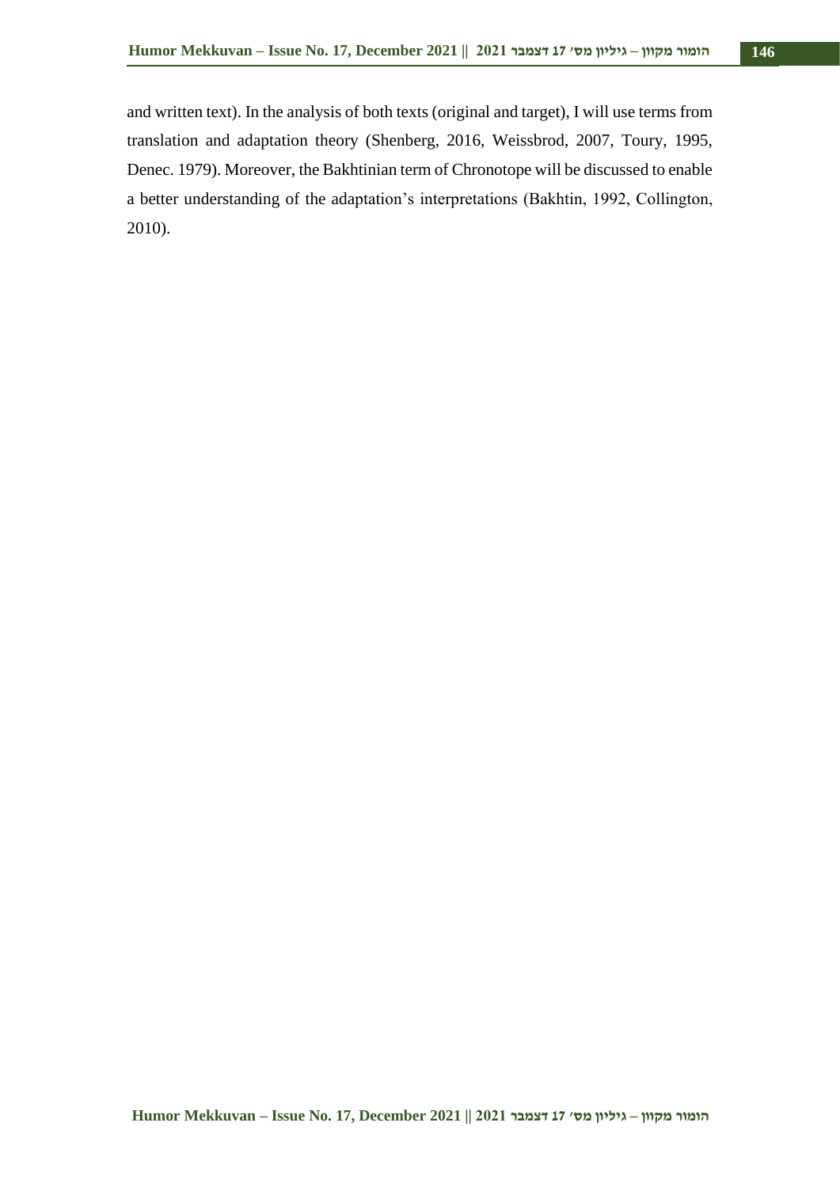and written text). In the analysis of both texts (original and target), I will use terms from translation and adaptation theory (Shenberg, 2016, Weissbrod, 2007, Toury, 1995, Denec. 1979). Moreover, the Bakhtinian term of Chronotope will be discussed to enable a better understanding of the adaptation's interpretations (Bakhtin, 1992, Collington, 2010).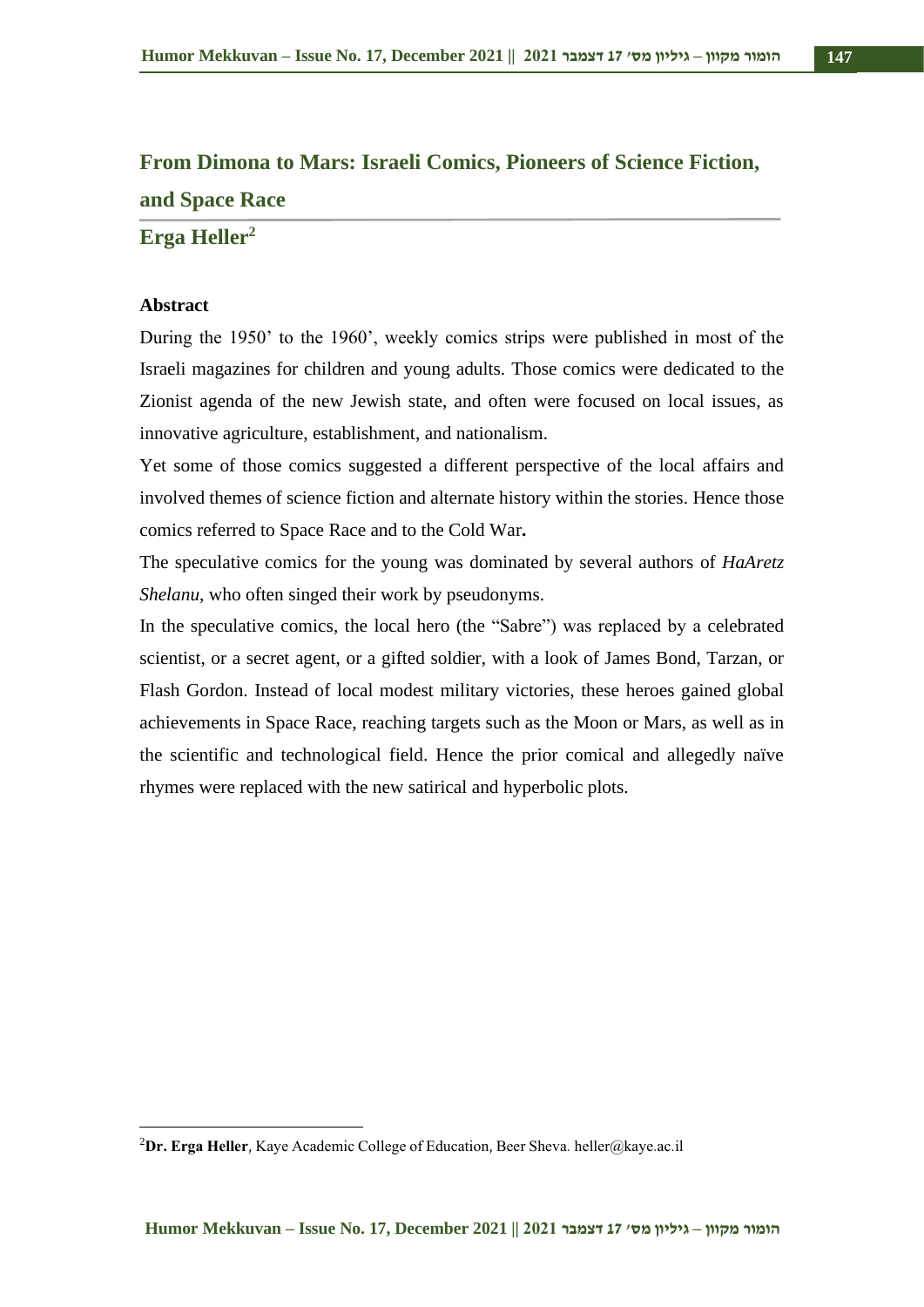# From Dimona to Mars: Israeli Comics, Pioneers of Science Fiction, and Space Race

## Erga Heller[2]

### Abstract

During the 1950' to the 1960', weekly comics strips were published in most of the Israeli magazines for children and young adults. Those comics were dedicated to the Zionist agenda of the new Jewish state, and often were focused on local issues, as innovative agriculture, establishment, and nationalism.

Yet some of those comics suggested a different perspective of the local affairs and involved themes of science fiction and alternate history within the stories. Hence those comics referred to Space Race and to the Cold War**.**

The speculative comics for the young was dominated by several authors of *HaAretz Shelanu*, who often singed their work by pseudonyms.

In the speculative comics, the local hero (the "Sabre") was replaced by a celebrated scientist, or a secret agent, or a gifted soldier, with a look of James Bond, Tarzan, or Flash Gordon. Instead of local modest military victories, these heroes gained global achievements in Space Race, reaching targets such as the Moon or Mars, as well as in the scientific and technological field. Hence the prior comical and allegedly naïve rhymes were replaced with the new satirical and hyperbolic plots.

---

[2]**Dr. Erga Heller**, Kaye Academic College of Education, Beer Sheva. heller@kaye.ac.il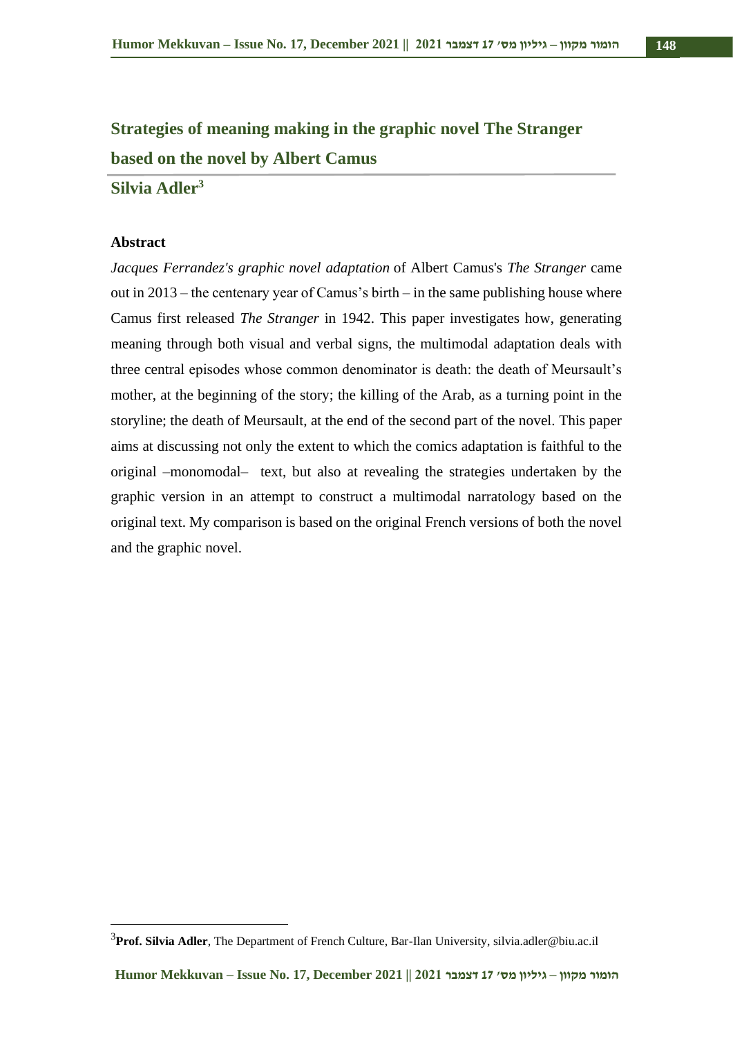# Strategies of meaning making in the graphic novel The Stranger based on the novel by Albert Camus

## Silvia Adler[3]

### Abstract

*Jacques Ferrandez's graphic novel adaptation* of Albert Camus's *The Stranger* came out in 2013 – the centenary year of Camus's birth – in the same publishing house where Camus first released *The Stranger* in 1942. This paper investigates how, generating meaning through both visual and verbal signs, the multimodal adaptation deals with three central episodes whose common denominator is death: the death of Meursault's mother, at the beginning of the story; the killing of the Arab, as a turning point in the storyline; the death of Meursault, at the end of the second part of the novel. This paper aims at discussing not only the extent to which the comics adaptation is faithful to the original –monomodal– text, but also at revealing the strategies undertaken by the graphic version in an attempt to construct a multimodal narratology based on the original text. My comparison is based on the original French versions of both the novel and the graphic novel.

---

[3] **Prof. Silvia Adler**, The Department of French Culture, Bar-Ilan University, silvia.adler@biu.ac.il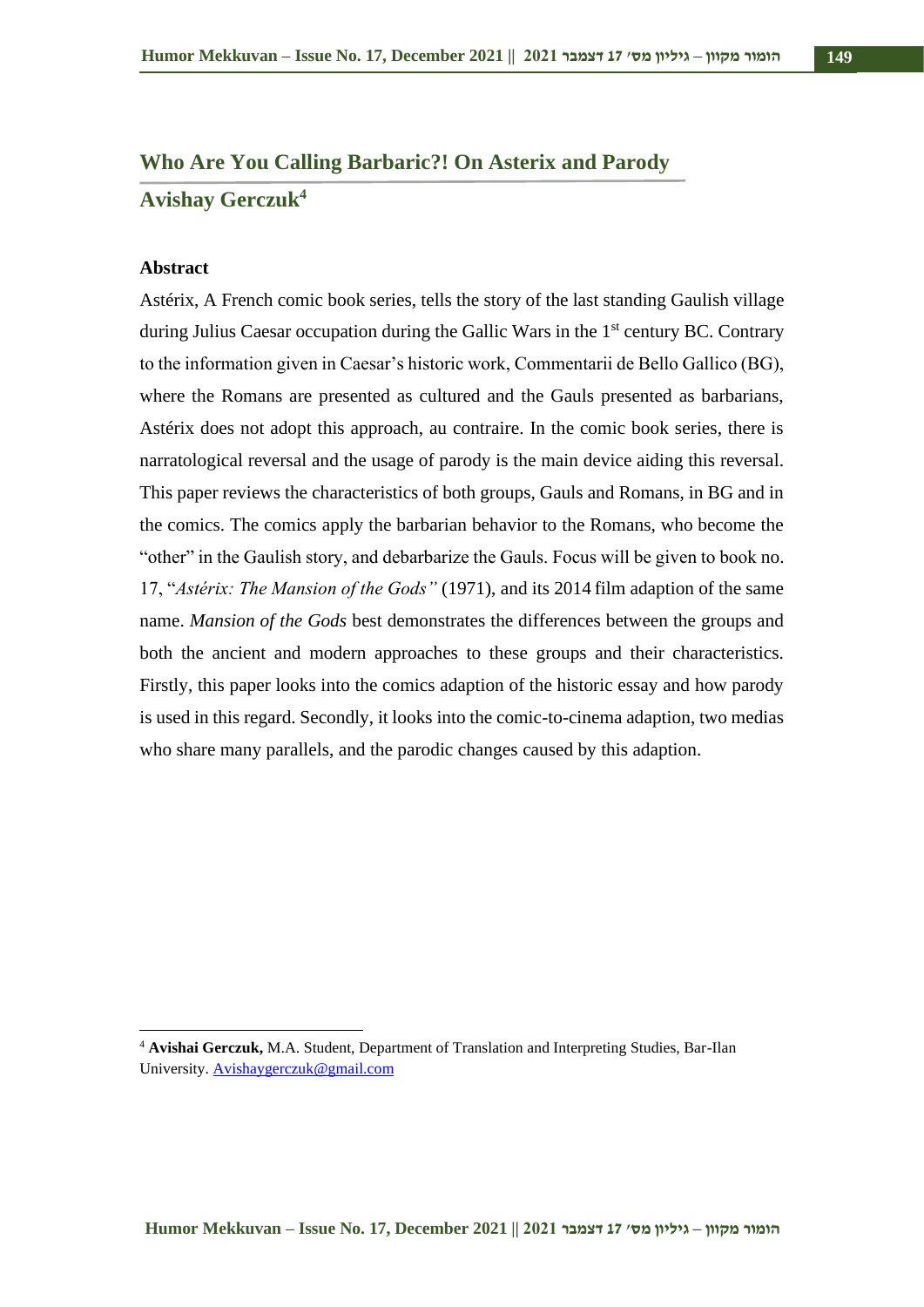## Who Are You Calling Barbaric?! On Asterix and Parody

## Avishay Gerczuk[4]

**Abstract**

Astérix, A French comic book series, tells the story of the last standing Gaulish village during Julius Caesar occupation during the Gallic Wars in the 1st century BC. Contrary to the information given in Caesar's historic work, Commentarii de Bello Gallico (BG), where the Romans are presented as cultured and the Gauls presented as barbarians, Astérix does not adopt this approach, au contraire. In the comic book series, there is narratological reversal and the usage of parody is the main device aiding this reversal. This paper reviews the characteristics of both groups, Gauls and Romans, in BG and in the comics. The comics apply the barbarian behavior to the Romans, who become the "other" in the Gaulish story, and debarbarize the Gauls. Focus will be given to book no. 17, "*Astérix: The Mansion of the Gods"* (1971), and its 2014 film adaption of the same name. *Mansion of the Gods* best demonstrates the differences between the groups and both the ancient and modern approaches to these groups and their characteristics. Firstly, this paper looks into the comics adaption of the historic essay and how parody is used in this regard. Secondly, it looks into the comic-to-cinema adaption, two medias who share many parallels, and the parodic changes caused by this adaption.

---

[4] **Avishai Gerczuk,** M.A. Student, Department of Translation and Interpreting Studies, Bar-Ilan University. Avishaygerczuk@gmail.com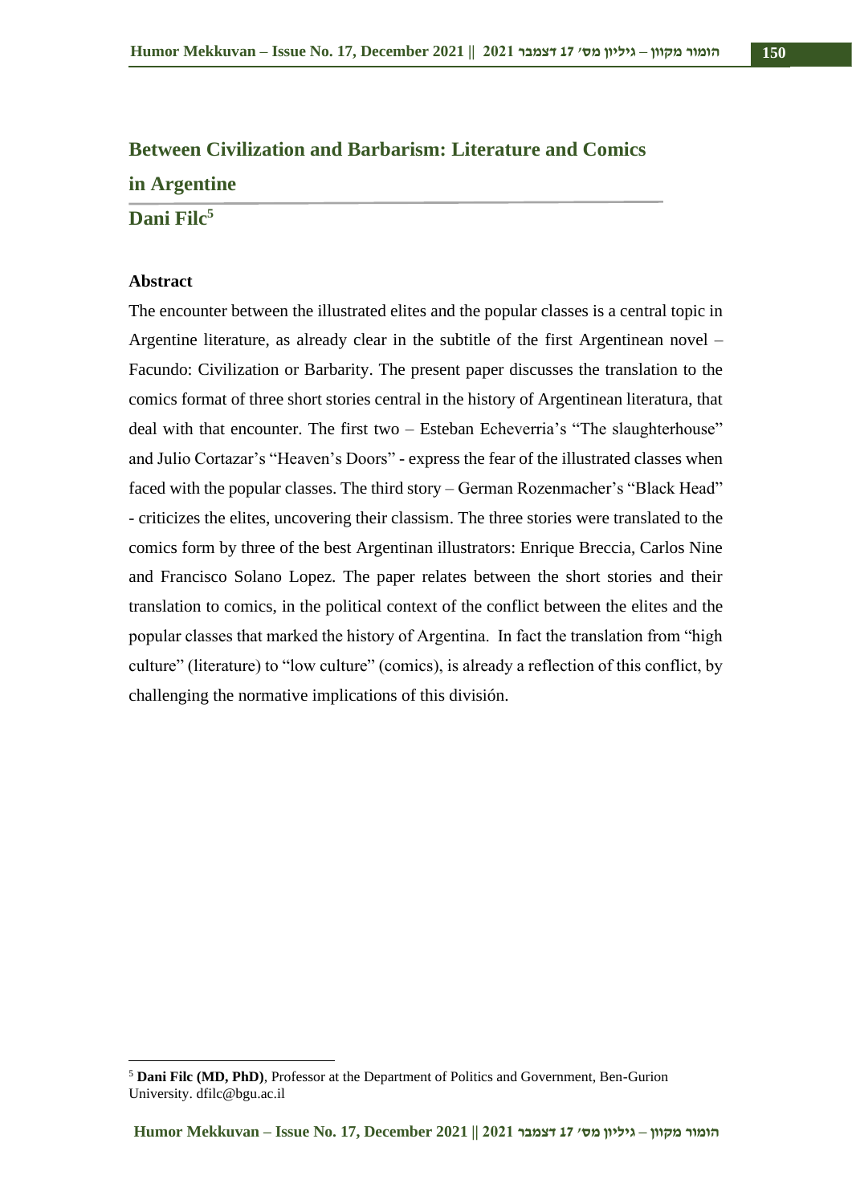## Between Civilization and Barbarism: Literature and Comics in Argentine

**Dani Filc**[5]

**Abstract**

The encounter between the illustrated elites and the popular classes is a central topic in Argentine literature, as already clear in the subtitle of the first Argentinean novel – Facundo: Civilization or Barbarity. The present paper discusses the translation to the comics format of three short stories central in the history of Argentinean literatura, that deal with that encounter. The first two – Esteban Echeverria's "The slaughterhouse" and Julio Cortazar's "Heaven's Doors" - express the fear of the illustrated classes when faced with the popular classes. The third story – German Rozenmacher's "Black Head" - criticizes the elites, uncovering their classism. The three stories were translated to the comics form by three of the best Argentinan illustrators: Enrique Breccia, Carlos Nine and Francisco Solano Lopez. The paper relates between the short stories and their translation to comics, in the political context of the conflict between the elites and the popular classes that marked the history of Argentina. In fact the translation from "high culture" (literature) to "low culture" (comics), is already a reflection of this conflict, by challenging the normative implications of this división.

[5] **Dani Filc (MD, PhD)**, Professor at the Department of Politics and Government, Ben-Gurion University. dfilc@bgu.ac.il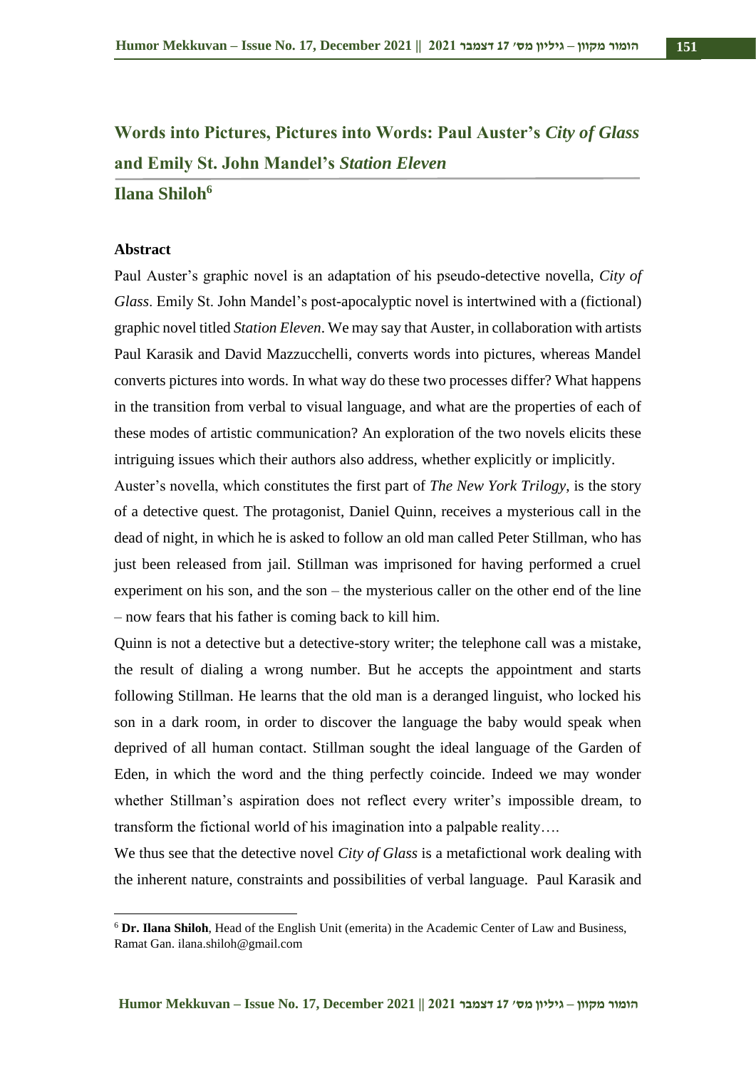# Words into Pictures, Pictures into Words: Paul Auster's *City of Glass* and Emily St. John Mandel's *Station Eleven*

## Ilana Shiloh[6]

**Abstract**

Paul Auster's graphic novel is an adaptation of his pseudo-detective novella, *City of Glass*. Emily St. John Mandel's post-apocalyptic novel is intertwined with a (fictional) graphic novel titled *Station Eleven*. We may say that Auster, in collaboration with artists Paul Karasik and David Mazzucchelli, converts words into pictures, whereas Mandel converts pictures into words. In what way do these two processes differ? What happens in the transition from verbal to visual language, and what are the properties of each of these modes of artistic communication? An exploration of the two novels elicits these intriguing issues which their authors also address, whether explicitly or implicitly.

Auster's novella, which constitutes the first part of *The New York Trilogy*, is the story of a detective quest. The protagonist, Daniel Quinn, receives a mysterious call in the dead of night, in which he is asked to follow an old man called Peter Stillman, who has just been released from jail. Stillman was imprisoned for having performed a cruel experiment on his son, and the son – the mysterious caller on the other end of the line – now fears that his father is coming back to kill him.

Quinn is not a detective but a detective-story writer; the telephone call was a mistake, the result of dialing a wrong number. But he accepts the appointment and starts following Stillman. He learns that the old man is a deranged linguist, who locked his son in a dark room, in order to discover the language the baby would speak when deprived of all human contact. Stillman sought the ideal language of the Garden of Eden, in which the word and the thing perfectly coincide. Indeed we may wonder whether Stillman's aspiration does not reflect every writer's impossible dream, to transform the fictional world of his imagination into a palpable reality….

We thus see that the detective novel *City of Glass* is a metafictional work dealing with the inherent nature, constraints and possibilities of verbal language. Paul Karasik and

---

[6] **Dr. Ilana Shiloh**, Head of the English Unit (emerita) in the Academic Center of Law and Business, Ramat Gan. ilana.shiloh@gmail.com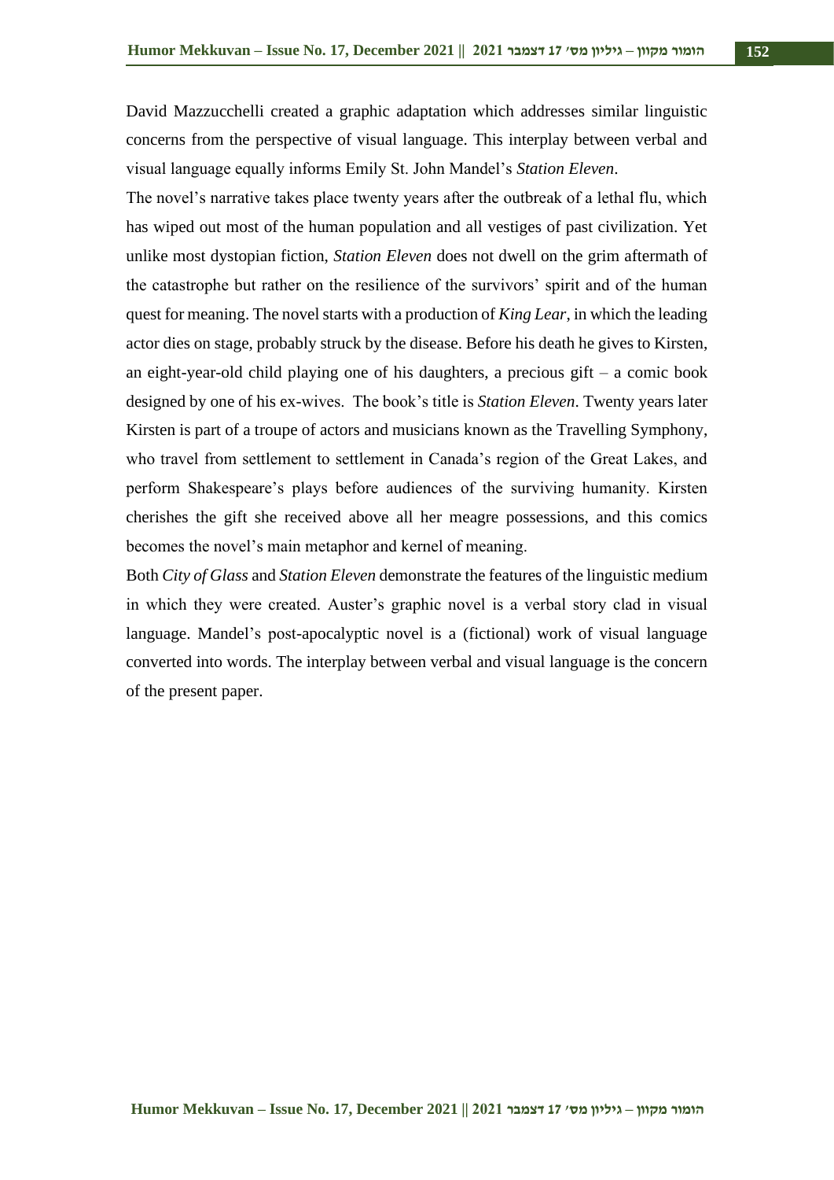David Mazzucchelli created a graphic adaptation which addresses similar linguistic concerns from the perspective of visual language. This interplay between verbal and visual language equally informs Emily St. John Mandel's *Station Eleven*.

The novel's narrative takes place twenty years after the outbreak of a lethal flu, which has wiped out most of the human population and all vestiges of past civilization. Yet unlike most dystopian fiction, *Station Eleven* does not dwell on the grim aftermath of the catastrophe but rather on the resilience of the survivors' spirit and of the human quest for meaning. The novel starts with a production of *King Lear,* in which the leading actor dies on stage, probably struck by the disease. Before his death he gives to Kirsten, an eight-year-old child playing one of his daughters, a precious gift – a comic book designed by one of his ex-wives. The book's title is *Station Eleven*. Twenty years later Kirsten is part of a troupe of actors and musicians known as the Travelling Symphony, who travel from settlement to settlement in Canada's region of the Great Lakes, and perform Shakespeare's plays before audiences of the surviving humanity. Kirsten cherishes the gift she received above all her meagre possessions, and this comics becomes the novel's main metaphor and kernel of meaning.

Both *City of Glass* and *Station Eleven* demonstrate the features of the linguistic medium in which they were created. Auster's graphic novel is a verbal story clad in visual language. Mandel's post-apocalyptic novel is a (fictional) work of visual language converted into words. The interplay between verbal and visual language is the concern of the present paper.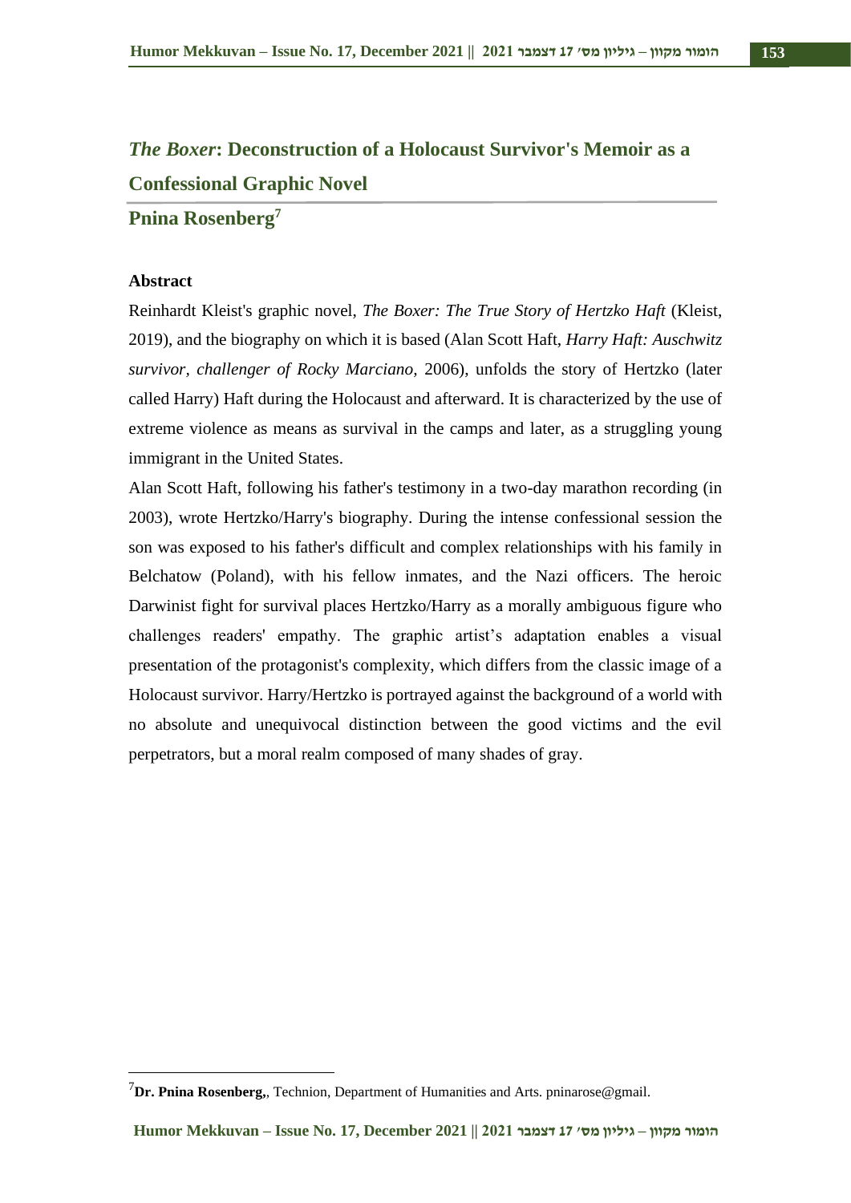# *The Boxer*: Deconstruction of a Holocaust Survivor's Memoir as a Confessional Graphic Novel

## Pnina Rosenberg[7]

### Abstract

Reinhardt Kleist's graphic novel, *The Boxer: The True Story of Hertzko Haft* (Kleist, 2019), and the biography on which it is based (Alan Scott Haft, *Harry Haft: Auschwitz survivor, challenger of Rocky Marciano*, 2006), unfolds the story of Hertzko (later called Harry) Haft during the Holocaust and afterward. It is characterized by the use of extreme violence as means as survival in the camps and later, as a struggling young immigrant in the United States.

Alan Scott Haft, following his father's testimony in a two-day marathon recording (in 2003), wrote Hertzko/Harry's biography. During the intense confessional session the son was exposed to his father's difficult and complex relationships with his family in Belchatow (Poland), with his fellow inmates, and the Nazi officers. The heroic Darwinist fight for survival places Hertzko/Harry as a morally ambiguous figure who challenges readers' empathy. The graphic artist's adaptation enables a visual presentation of the protagonist's complexity, which differs from the classic image of a Holocaust survivor. Harry/Hertzko is portrayed against the background of a world with no absolute and unequivocal distinction between the good victims and the evil perpetrators, but a moral realm composed of many shades of gray.

---

[7] **Dr. Pnina Rosenberg**,, Technion, Department of Humanities and Arts. pninarose@gmail.